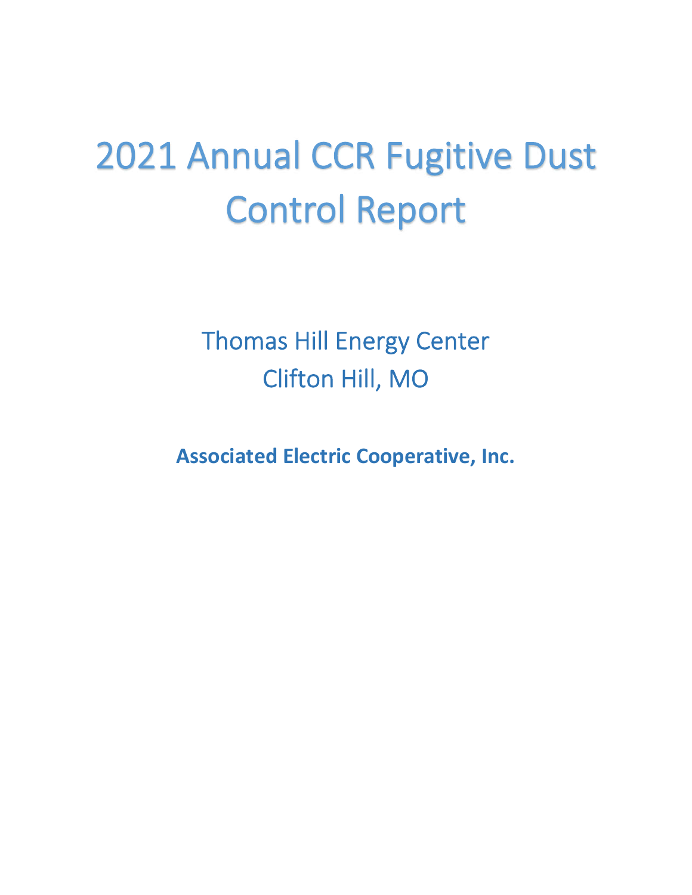# 2021 Annual CCR Fugitive Dust Control Report

Thomas Hill Energy Center
Clifton Hill, MO

**Associated Electric Cooperative, Inc.**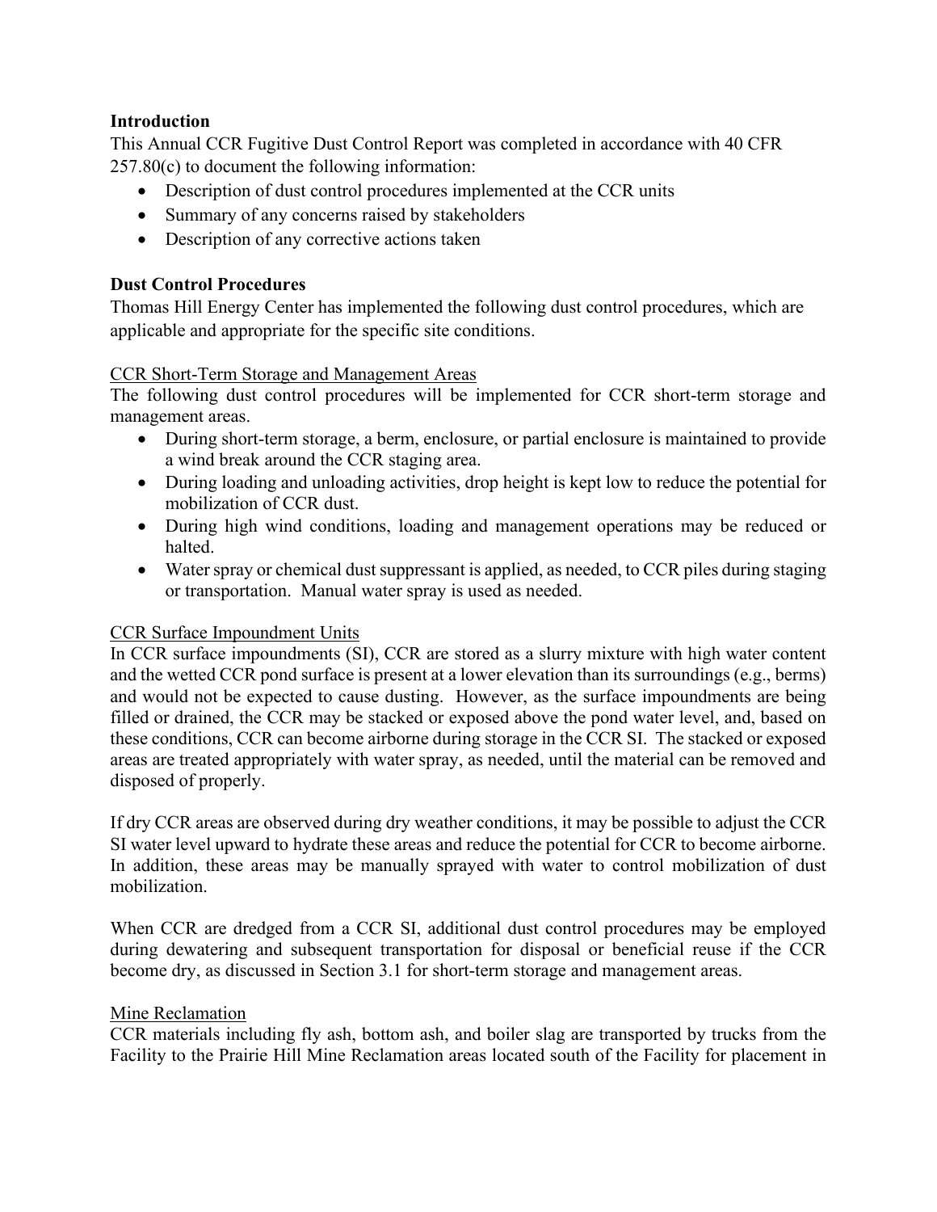## Introduction

This Annual CCR Fugitive Dust Control Report was completed in accordance with 40 CFR 257.80(c) to document the following information:

- Description of dust control procedures implemented at the CCR units
- Summary of any concerns raised by stakeholders
- Description of any corrective actions taken

## Dust Control Procedures

Thomas Hill Energy Center has implemented the following dust control procedures, which are applicable and appropriate for the specific site conditions.

### CCR Short-Term Storage and Management Areas

The following dust control procedures will be implemented for CCR short-term storage and management areas.

- During short-term storage, a berm, enclosure, or partial enclosure is maintained to provide a wind break around the CCR staging area.
- During loading and unloading activities, drop height is kept low to reduce the potential for mobilization of CCR dust.
- During high wind conditions, loading and management operations may be reduced or halted.
- Water spray or chemical dust suppressant is applied, as needed, to CCR piles during staging or transportation. Manual water spray is used as needed.

### CCR Surface Impoundment Units

In CCR surface impoundments (SI), CCR are stored as a slurry mixture with high water content and the wetted CCR pond surface is present at a lower elevation than its surroundings (e.g., berms) and would not be expected to cause dusting. However, as the surface impoundments are being filled or drained, the CCR may be stacked or exposed above the pond water level, and, based on these conditions, CCR can become airborne during storage in the CCR SI. The stacked or exposed areas are treated appropriately with water spray, as needed, until the material can be removed and disposed of properly.

If dry CCR areas are observed during dry weather conditions, it may be possible to adjust the CCR SI water level upward to hydrate these areas and reduce the potential for CCR to become airborne. In addition, these areas may be manually sprayed with water to control mobilization of dust mobilization.

When CCR are dredged from a CCR SI, additional dust control procedures may be employed during dewatering and subsequent transportation for disposal or beneficial reuse if the CCR become dry, as discussed in Section 3.1 for short-term storage and management areas.

### Mine Reclamation

CCR materials including fly ash, bottom ash, and boiler slag are transported by trucks from the Facility to the Prairie Hill Mine Reclamation areas located south of the Facility for placement in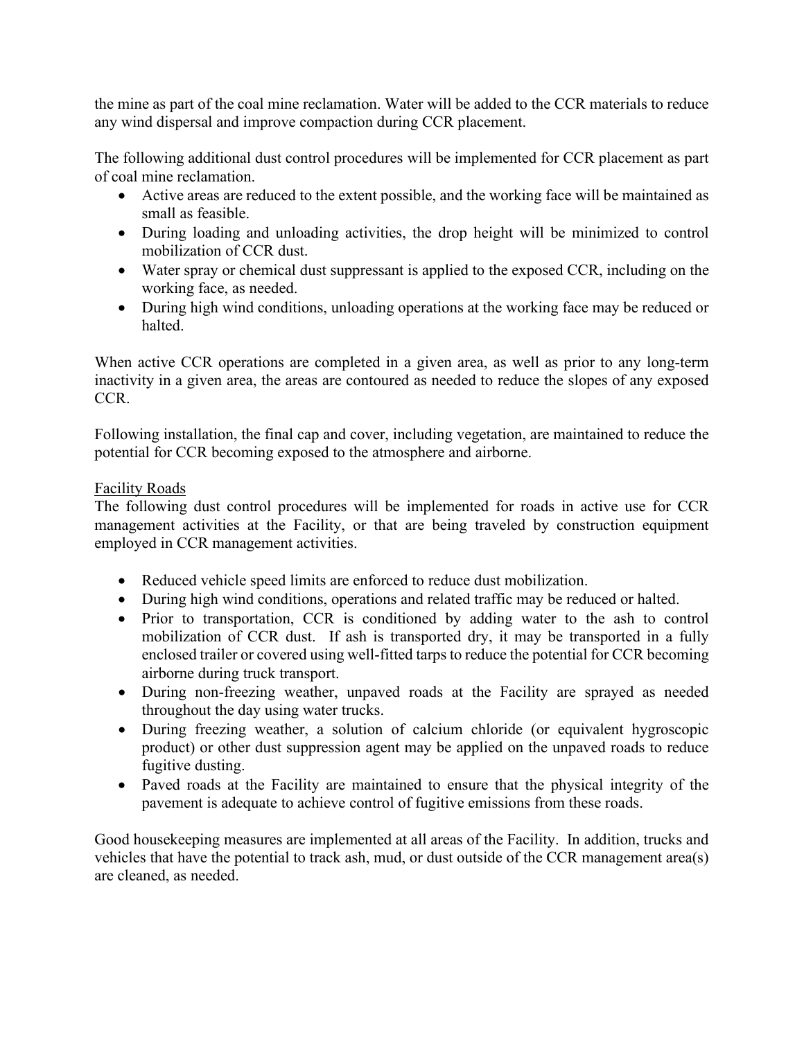the mine as part of the coal mine reclamation. Water will be added to the CCR materials to reduce any wind dispersal and improve compaction during CCR placement.

The following additional dust control procedures will be implemented for CCR placement as part of coal mine reclamation.

- Active areas are reduced to the extent possible, and the working face will be maintained as small as feasible.
- During loading and unloading activities, the drop height will be minimized to control mobilization of CCR dust.
- Water spray or chemical dust suppressant is applied to the exposed CCR, including on the working face, as needed.
- During high wind conditions, unloading operations at the working face may be reduced or halted.

When active CCR operations are completed in a given area, as well as prior to any long-term inactivity in a given area, the areas are contoured as needed to reduce the slopes of any exposed CCR.

Following installation, the final cap and cover, including vegetation, are maintained to reduce the potential for CCR becoming exposed to the atmosphere and airborne.

<u>Facility Roads</u>

The following dust control procedures will be implemented for roads in active use for CCR management activities at the Facility, or that are being traveled by construction equipment employed in CCR management activities.

- Reduced vehicle speed limits are enforced to reduce dust mobilization.
- During high wind conditions, operations and related traffic may be reduced or halted.
- Prior to transportation, CCR is conditioned by adding water to the ash to control mobilization of CCR dust. If ash is transported dry, it may be transported in a fully enclosed trailer or covered using well-fitted tarps to reduce the potential for CCR becoming airborne during truck transport.
- During non-freezing weather, unpaved roads at the Facility are sprayed as needed throughout the day using water trucks.
- During freezing weather, a solution of calcium chloride (or equivalent hygroscopic product) or other dust suppression agent may be applied on the unpaved roads to reduce fugitive dusting.
- Paved roads at the Facility are maintained to ensure that the physical integrity of the pavement is adequate to achieve control of fugitive emissions from these roads.

Good housekeeping measures are implemented at all areas of the Facility. In addition, trucks and vehicles that have the potential to track ash, mud, or dust outside of the CCR management area(s) are cleaned, as needed.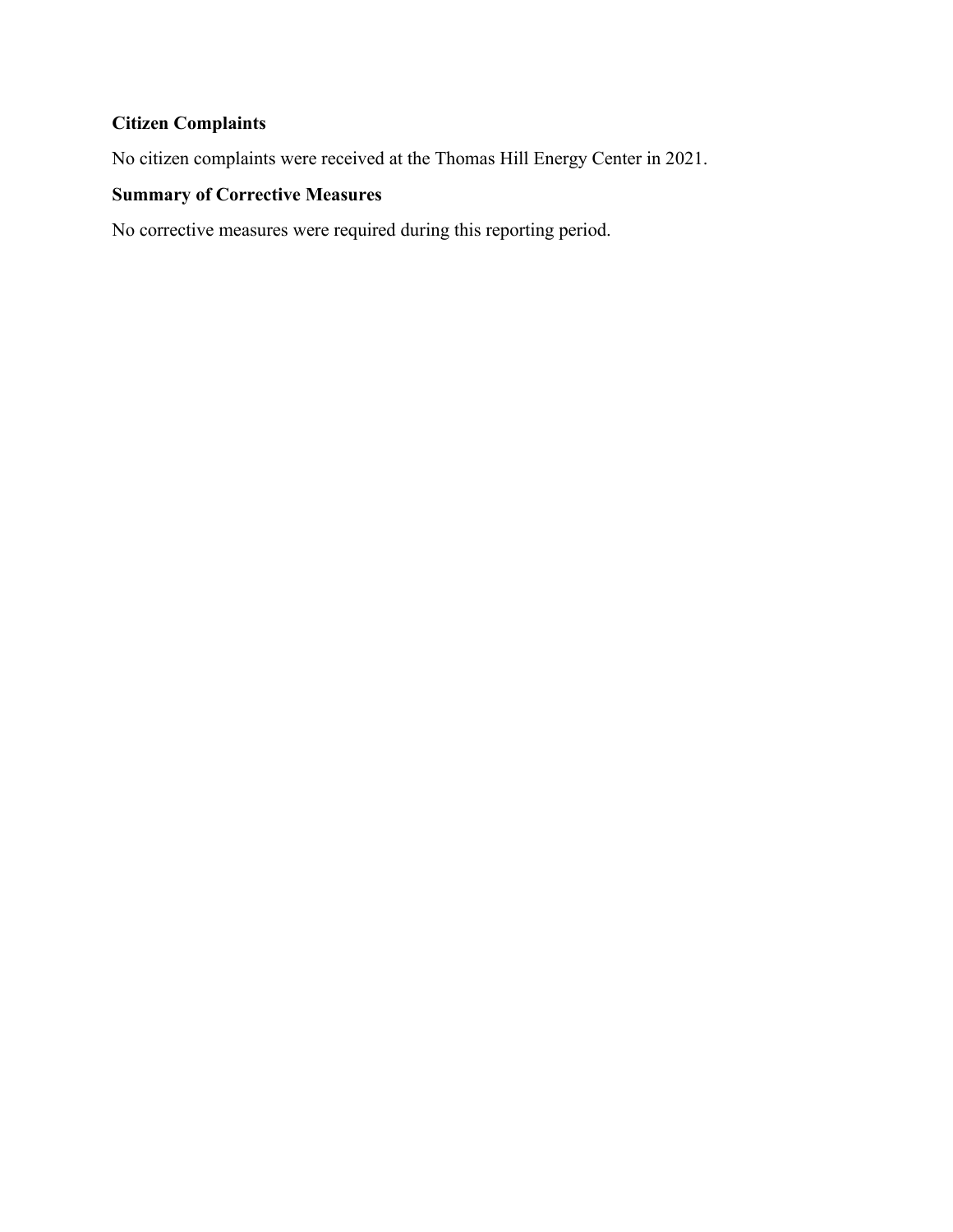### Citizen Complaints

No citizen complaints were received at the Thomas Hill Energy Center in 2021.

### Summary of Corrective Measures

No corrective measures were required during this reporting period.